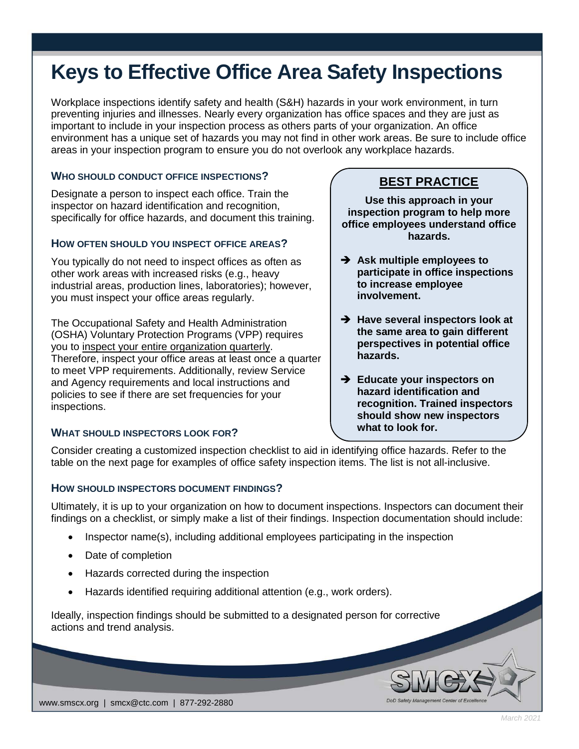# Keys to Effective Office Area Safety Inspections

Workplace inspections identify safety and health (S&H) hazards in your work environment, in turn preventing injuries and illnesses. Nearly every organization has office spaces and they are just as important to include in your inspection process as others parts of your organization. An office environment has a unique set of hazards you may not find in other work areas. Be sure to include office areas in your inspection program to ensure you do not overlook any workplace hazards.

### WHO SHOULD CONDUCT OFFICE INSPECTIONS?

Designate a person to inspect each office. Train the inspector on hazard identification and recognition, specifically for office hazards, and document this training.

### HOW OFTEN SHOULD YOU INSPECT OFFICE AREAS?

You typically do not need to inspect offices as often as other work areas with increased risks (e.g., heavy industrial areas, production lines, laboratories); however, you must inspect your office areas regularly.

The Occupational Safety and Health Administration (OSHA) Voluntary Protection Programs (VPP) requires you to inspect your entire organization quarterly. Therefore, inspect your office areas at least once a quarter to meet VPP requirements. Additionally, review Service and Agency requirements and local instructions and policies to see if there are set frequencies for your inspections.

> **BEST PRACTICE**
>
> **Use this approach in your inspection program to help more office employees understand office hazards.**
>
> - **Ask multiple employees to participate in office inspections to increase employee involvement.**
> - **Have several inspectors look at the same area to gain different perspectives in potential office hazards.**
> - **Educate your inspectors on hazard identification and recognition. Trained inspectors should show new inspectors what to look for.**

### WHAT SHOULD INSPECTORS LOOK FOR?

Consider creating a customized inspection checklist to aid in identifying office hazards. Refer to the table on the next page for examples of office safety inspection items. The list is not all-inclusive.

### HOW SHOULD INSPECTORS DOCUMENT FINDINGS?

Ultimately, it is up to your organization on how to document inspections. Inspectors can document their findings on a checklist, or simply make a list of their findings. Inspection documentation should include:

- Inspector name(s), including additional employees participating in the inspection
- Date of completion
- Hazards corrected during the inspection
- Hazards identified requiring additional attention (e.g., work orders).

Ideally, inspection findings should be submitted to a designated person for corrective actions and trend analysis.

www.smscx.org | smcx@ctc.com | 877-292-2880

March 2021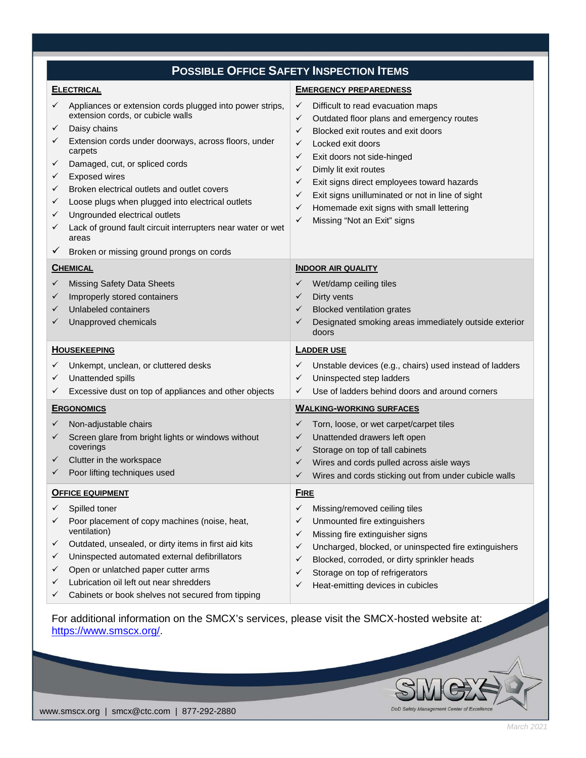# Possible Office Safety Inspection Items

## Electrical

- ✓ Appliances or extension cords plugged into power strips, extension cords, or cubicle walls
- ✓ Daisy chains
- ✓ Extension cords under doorways, across floors, under carpets
- ✓ Damaged, cut, or spliced cords
- ✓ Exposed wires
- ✓ Broken electrical outlets and outlet covers
- ✓ Loose plugs when plugged into electrical outlets
- ✓ Ungrounded electrical outlets
- ✓ Lack of ground fault circuit interrupters near water or wet areas
- ✓ Broken or missing ground prongs on cords

## Emergency Preparedness

- ✓ Difficult to read evacuation maps
- ✓ Outdated floor plans and emergency routes
- ✓ Blocked exit routes and exit doors
- ✓ Locked exit doors
- ✓ Exit doors not side-hinged
- ✓ Dimly lit exit routes
- ✓ Exit signs direct employees toward hazards
- ✓ Exit signs unilluminated or not in line of sight
- ✓ Homemade exit signs with small lettering
- ✓ Missing "Not an Exit" signs

## Chemical

- ✓ Missing Safety Data Sheets
- ✓ Improperly stored containers
- ✓ Unlabeled containers
- ✓ Unapproved chemicals

## Indoor Air Quality

- ✓ Wet/damp ceiling tiles
- ✓ Dirty vents
- ✓ Blocked ventilation grates
- ✓ Designated smoking areas immediately outside exterior doors

## Housekeeping

- ✓ Unkempt, unclean, or cluttered desks
- ✓ Unattended spills
- ✓ Excessive dust on top of appliances and other objects

## Ladder Use

- ✓ Unstable devices (e.g., chairs) used instead of ladders
- ✓ Uninspected step ladders
- ✓ Use of ladders behind doors and around corners

## Ergonomics

- ✓ Non-adjustable chairs
- ✓ Screen glare from bright lights or windows without coverings
- ✓ Clutter in the workspace
- ✓ Poor lifting techniques used

## Walking-Working Surfaces

- ✓ Torn, loose, or wet carpet/carpet tiles
- ✓ Unattended drawers left open
- ✓ Storage on top of tall cabinets
- ✓ Wires and cords pulled across aisle ways
- ✓ Wires and cords sticking out from under cubicle walls

## Office Equipment

- ✓ Spilled toner
- ✓ Poor placement of copy machines (noise, heat, ventilation)
- ✓ Outdated, unsealed, or dirty items in first aid kits
- ✓ Uninspected automated external defibrillators
- ✓ Open or unlatched paper cutter arms
- ✓ Lubrication oil left out near shredders
- ✓ Cabinets or book shelves not secured from tipping

## Fire

- ✓ Missing/removed ceiling tiles
- ✓ Unmounted fire extinguishers
- ✓ Missing fire extinguisher signs
- ✓ Uncharged, blocked, or uninspected fire extinguishers
- ✓ Blocked, corroded, or dirty sprinkler heads
- ✓ Storage on top of refrigerators
- ✓ Heat-emitting devices in cubicles

For additional information on the SMCX's services, please visit the SMCX-hosted website at: https://www.smcx.org/.

www.smcx.org | smcx@ctc.com | 877-292-2880

SMCX – DoD Safety Management Center of Excellence

March 2021